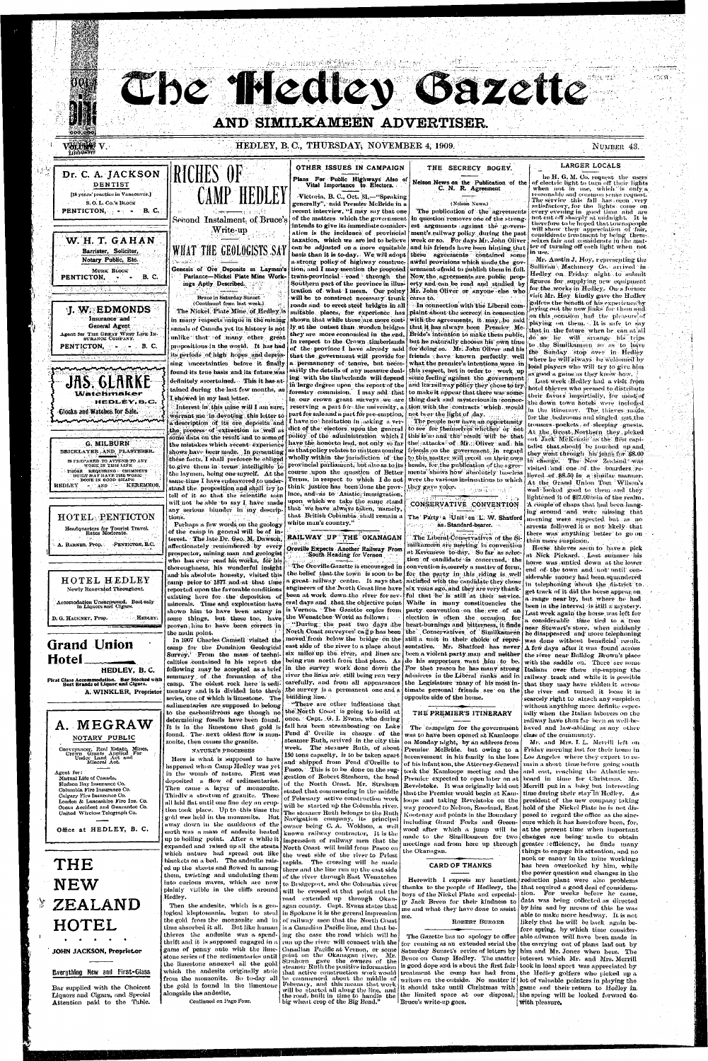# The Hedley Gazette

## AND SIMILKAMEEN ADVERTISER.

VOLUME V. HEDLEY, B. C., THURSDAY, NOVEMBER 4, 1909. NUMBER 43.

**Dr. C. A. JACKSON**
DENTIST
[18 years' practice in Vancouver.]
S. O. L. Co.'s Block
PENTICTON, - - B. C.

**W. H. T. GAHAN**
Barrister, Solicitor,
Notary Public, Etc.
Murk Block
PENTICTON, - - B. C.

**J. W. EDMONDS**
Insurance and
General Agent
Agent for The Great West Life Insurance Company.
PENTICTON, - - B. C.

**JAS. CLARKE**
Watchmaker
HEDLEY, B.C.
Clocks and Watches for Sale.

**G. MILBURN**
BRICKLAYER AND PLASTERER.
IS PREPARED TO ATTEND TO ANY WORK IN THIS LINE
THOSE REQUIRING CHIMNEYS BUILT MAY HAVE THE WORK DONE IN GOOD SHAPE
HEDLEY - AND - KEREMEOS.

**HOTEL PENTICTON**
Headquarters for Tourist Travel.
Rates Moderate.
A. BARNES, Prop. PENTICTON, B.C.

**HOTEL HEDLEY**
Newly Renovated Throughout.
Accomodation Unsurpassed. Best only in Liquors and Cigars.
D. G. HACKNEY, Prop. HEDLEY.

**Grand Union Hotel**
HEDLEY, B. C.
First Class Accommodation. Bar Stocked with Best Brands of Liquor and Cigars.
A. WINKLER, Proprietor

**A. MEGRAW**
NOTARY PUBLIC
Conveyancer, Real Estate, Mines, Crown Grants Applied For Under Land Act and Mineral Act.
Agent for:
Mutual Life of Canada.
Hudson Bay Insurance Co.
Columbia Fire Insurance Co.
Calgary Fire Insurance Co.
London & Lancashire Fire Ins. Co.
Ocean Accident and Guarantee Co.
United Wireless Telegraph Co.
Office at HEDLEY, B. C.

**THE NEW ZEALAND HOTEL**
JOHN JACKSON, Proprietor
Everything New and First-Class
Bar supplied with the Choicest Liquors and Cigars, and Special Attention paid to the Table.

# RICHES OF CAMP HEDLEY

### Second Instalment of Bruce's Write-up

## WHAT THE GEOLOGISTS SAY

### Genesis of Ore Deposits in Layman's Parlance—Nickel Plate Mine Workings Aptly Described.

Bruce in Saturday Sunset
(Continued from last week.)

The Nickel Plate Mine, of Hedley is in many respects unique in the mining annals of Canada yet its history is not unlike that of many other great propositions in the world. It has had its periods of high hopes and depressing uncertainties before it finally found its true basis and its future was definitely ascertained. This it has attained during the last few months, as I showed in my last letter.

Interest in this mine will I am sure, warrant me in devoting this letter to a description of its ore deposits and the process of extraction as well as some data on the result and to some of the mistakes which recent experience shows have been made. In presenting these facts, I shall profess be obliged to give them in terms intelligible to the layman, being one myself. At the same time I have endeavored to understand the proposition and shall try to tell of it so that the scientific man will not be able to say I have made any serious blunder in my descriptions.

Perhaps a few words on the geology of the camp in general will be of interest. The late Dr. Geo. M. Dawson, affectionately remembered by every prospector, mining man and geologist who has ever read his works, for his thoroughness, his wonderful insight and his absolute honesty, visited this camp prior to 1877 and at that time reported upon the favorable conditions existing here for the deposition of minerals. Time and exploration have shown him to have been astray in some things, but these too, have proven him to have been correct in the main point.

In 1907 Charles Camsell visited the camp for the Dominion Geological Survey. From the mass of technicalities contained in his report the following may be accepted as a brief summary of the formation of the camp. The oldest rock here is sedimentary and it is divided into three series, one of which is limestone. The sedimentaries are supposed to belong to the carboniferous age though no determining fossils have been found. It is in the limestone that gold is found. The next oldest flow is monzonite, then comes the granite.

NATURE'S PROCESSES

Here is what is supposed to have happened when Camp Hedley was yet in the womb of nature. First was deposited a flow of sedimentaries. Then came a layer of monzonite. Thirdly a stratum of granite. These all laid flat until one fine day an eruption took place. Up to this time the gold was held in the monzonite. But away down in the cauldrons of the earth was a mass of andesite heated up to boiling point. After a while it expanded and raised up all the strata which nature had spread out like blankets on a bed. The andesite raised up the sheets and flowed in among them, twisting and undulating them into curious waves, which are now plainly visible in the cliffs around Hedley.

Then the andesite, which is a geological kleptomania, began to steal the gold from the monzonite and in time absorbed it all. But like human thieves the andesite was a spendthrift and it is supposed engaged in a game of penny ante with the limestone series of the sedimentaries until the limestone annexed all the gold which the andesite originally stole from the monzonite. So to-day all the gold is found in the limestone alongside the andesite,

Continued on Page Four.

## OTHER ISSUES IN CAMPAIGN

### Plans For Public Highways Also of Vital Importance to Electors.

Victoria, B. C., Oct. 31,—"Speaking generally", said Premier McBride in a recent interview, "I may say that one of the matters which the government intends to give its immediate consideration is the incidence of provincial taxation, which we are led to believe can be adjusted on a more equitable basis than it is to-day. We will adopt a strong policy of highway construction, and I may mention the proposed trans-provincial road through the Southern part of the province in illustration of what I mean. Our policy will be to construct necessary trunk roads and to erect steel bridges in all suitable places, for experience has shown that while these are more costly at the outset than wooden bridges they are more economical in the end. In respect to the Crown timberlands of the province I have already said that the government will provide for permanency of tenure, but necessarily the details of any measure dealing with the timberlands will depend in large degree upon the report of the forestry commission. I may add that in our crown grant surveys we are reserving a part for the university, a part for sale and a part for pre-emption. I have no hesitation in asking a verdict of the electors upon the general policy of the administration which I have the honor to lead, not only so far as that policy relates to matters coming wholly within the jurisdiction of the provincial parliament, but also as to its course upon the question of Better Terms, in respect to which I do not think justice has been done the province, and as to Asiatic immigration, upon which we take the same stand that we have always taken, namely, that British Columbia shall remain a white man's country."

## RAILWAY UP THE OKANAGAN

### Oroville Expects Another Railway From South Heading for Vernon

The Oroville Gazette is encouraged in the belief that the town is soon to be a great railway centre. It says that engineers of the North Coast line have been at work down the river for several days and that the objective point is Vernon. The Gazette copies from the Wenatchee World as follows:

"During the past two days the North Coast surveyors' camp has been moved from below the bridge on the east side of the river to a place about six miles up the river, and lines are being run north from that place. As in the survey work done down the river the lines are still being run very carefully, and from all appearances the survey is a permanent one and a building line.

"There are other indications that the North Coast is going to build at once. Capt. G. I. Evans, who during fall has been steamboating on Lake Pend d' Oreille in charge of the steamer Ruth, arrived in the city this week. The steamer Ruth, of about 150 tons capacity, is to be taken apart and shipped from Pend d'Oreille to Pasco. This is to be done at the suggestion of Robert Strahorn, the head of the North Coast. Mr. Strahorn stated that commencing in the middle of February active construction work will be started up the Columbia river. The steamer Ruth belongs to the Ruth Navigation company, its principal owner being C. A. Woldson, a well known railway contractor. It is the impression of railway men that the North Coast will build from Pasco on the west side of the river to Priest rapids. The crossing will be made there and the line run up the east side of the river through East Wenatchee to Bridgeport, and the Columbia river will be crossed at that point and the road extended up through Okanagan country. Capt. Evans states that in Spokane it is the general impression of railway men that the North Coast is a Canadian Pacific line, and that being the case the road which will be run up the river will connect with the Canadian Pacific at Vernon, or some point on the Okanagan river. Mr. Strahorn gave the owners of the steamer Ruth the positive information that active construction work would be commenced about the middle of February, and this means that work will be started all along the line, and the road built in time to handle the big wheat crop of the Big Bend."

## THE SECRECY BOGEY.

### Nelson News on the Publication of the C. N. R. Agreement

(Nelson News)

The publication of the agreements in question removes one of the strongest arguments against the government's railway policy during the past week or so. For days Mr. John Oliver and his friends have been hinting that these agreements contained some awful provisions which made the government afraid to publish them in full. Now the agreements are public property and can be read and studied by Mr. John Oliver or anyone else who cares to.

In connection with the Liberal complaint about the secrecy in connection with the agreements, it may be said that it has always been Premier McBride's intention to make them public, but he naturally chooses his own time for doing so. Mr. John Oliver and his friends have known perfectly well what the premier's intentions were in this respect, but in order to work up some feeling against the government and its railway policy they chose to try to make it appear that there was something dark and mysterious in connection with the contracts which would not bear the light of day.

The people now have an opportunity to see for themselves whether or not this is so and the result will be that the attacks of Mr. Oliver and his friends on the government in regard to this matter will recoil on their own heads, for the publication of the agreements shows how absolutely baseless were the various insinuations to which they gave voice.

## CONSERVATIVE CONVENTION

### The Party a Unit on L. W. Shatford as Standard-bearer.

The Liberal-Conservatives of the Similkameen are meeting in convention at Keremeos to-day. So far as selection of candidate is concerned, the convention is merely a matter of form, for the party in this riding is well satisfied with the candidate they chose six years ago, and they are very thankful that he is still at their service. While in many constituencies the party convention on the eve of an election is often the occasion for heart-burnings and bitterness, it finds the Conservatives of Similkameen still a unit in their choice of representative. Mr. Shatford has never been a violent party man and neither do his supporters want him to be. For that reason he has many strong admirers in the Liberal ranks and in the Legislature many of his most intimate personal friends are on the opposite side of the house.

## THE PREMIER'S ITINERARY

The campaign for the government was to have been opened at Kamloops on Monday night, by an address from Premier McBride, but owing to a bereavement in his family in the loss of his infant son, the Attorney-General took the Kamloops meeting and the Premier expected to open later on at Revelstoke. It was originally laid out that the Premier would begin at Kamloops and taking Revelstoke on the way proceed to Nelson, Rossland, East Kootenay and points in the Boundary including Grand Forks and Greenwood after which a jump will be made to the Similkameen for two meetings and from here up through the Okanagan.

## CARD OF THANKS

Herewith I express my heartiest thanks to the people of Hedley, the boys of the Nickel Plate and especially Jack Breen for their kindness to me and what they have done to assist me.

ROBERT BURGER

The Gazette has no apology to offer for running as an extended serial the Saturday Sunset's series of letters by Bruce on Camp Hedley. The matter is good dope and is about the first fair treatment the camp has had from writers on the outside. No matter if it should take until Christmas with the limited space at our disposal, Bruce's write-up goes.

## LARGER LOCALS

The H. G. M. Co. request the users of electric light to turn off their lights when not in use, which is only a reasonable and common sense request. The service this fall has been very satisfactory, for the lights come on every evening in good time and are not cut off sharply at midnight. It is therefore to be hoped that townspeople will show their appreciation of fair, considerate treatment by being themselves fair and considerate in the matter of turning off each light when not in use.

Mr. Austin J. Hoy, representing the Sullivan Machinery Co. arrived in Hedley on Friday night to submit figures for supplying new equipment for the works in Hedley. On a former visit Mr. Hoy kindly gave the Hedley golfers the benefit of his experience by laying out the new links for them and on this occasion had the pleasure of playing on them. It is safe to say that in the future when he can at all do so he will arrange his trips to the Similkameen so as to have the Sunday stop over in Hedley where he will always be welcomed by local players who will try to give him as good a game as they know how.

Last week Hedley had a visit from hotel thieves who seemed to distribute their favors impartially, for most of the down town hotels were included in the itinerary. The thieves made for the bedrooms and singled out the trousers pockets of sleeping guests. At the Great Northern they picked out Jack McKenzie as the first capitalist that should be touched up and they went through his jeans for $8.00 in change. The New Zealand was visited and one of the boarders relieved of $8.50 in a similar manner. At the Grand Union Tom Wilson's wad looked good to them and they lightened it of $27.00 coin of the realm. A couple of chaps that had been hanging around and were missing that morning were suspected but as no arrests followed it is not likely that there was anything better to go on than mere suspicion.

Horse thieves seem to have a pick at Nick Pickard. Last summer his horse was untied down at the lower end of the town and not until considerable money had been squandered in telephoning about the district to get trace of it did the horse appear on a range near by, but where he had been in the interval is still a mystery. Last week again the horse was left for a considerable time tied to a tree near Stewart's store, when suddenly he disappeared and more telephoning was done without beneficial result. A few days after it was found across the river near Bulldog Brown's place with the saddle on. There are some Italians over there rip-rapping the railway track and while it is possible that they may have ridden it across the river and turned it loose it is scarcely right to attach any suspicion without anything more definite especially when the Italian laborers on the railway have thus far been as well-behaved and law-abiding as any other class of the community.

Mr. and Mrs. I. L. Merrill left on Friday morning last for their home in Los Angeles where they expect to remain a short time before going south and east, reaching the Atlantic seaboard in time for Christmas. Mr. Merrill put in a busy but interesting time during their stay in Hedley. As president of the new company taking hold of the Nickel Plate he is not disposed to regard the office as the sinecure which it has heretofore been, for, at the present time when important changes are being made to obtain greater efficiency, he finds many things to engage his attention, and no nook or corner in the mine workings has been overlooked by him, while the power question and changes in the reduction plant were also problems that required a good deal of consideration. For weeks before he came, data was being collected as directed by him and by means of this he was able to make more headway. It is not likely that he will be back again before spring, by which time considerable advance will have been made in the carrying out of plans laid out by him and Mr. Jones when here. The interest which Mr. and Mrs. Merrill took in local sport was appreciated by the Hedley golfers who picked up a lot of valuable pointers in playing the game and their return to Hedley in the spring will be looked forward to with pleasure.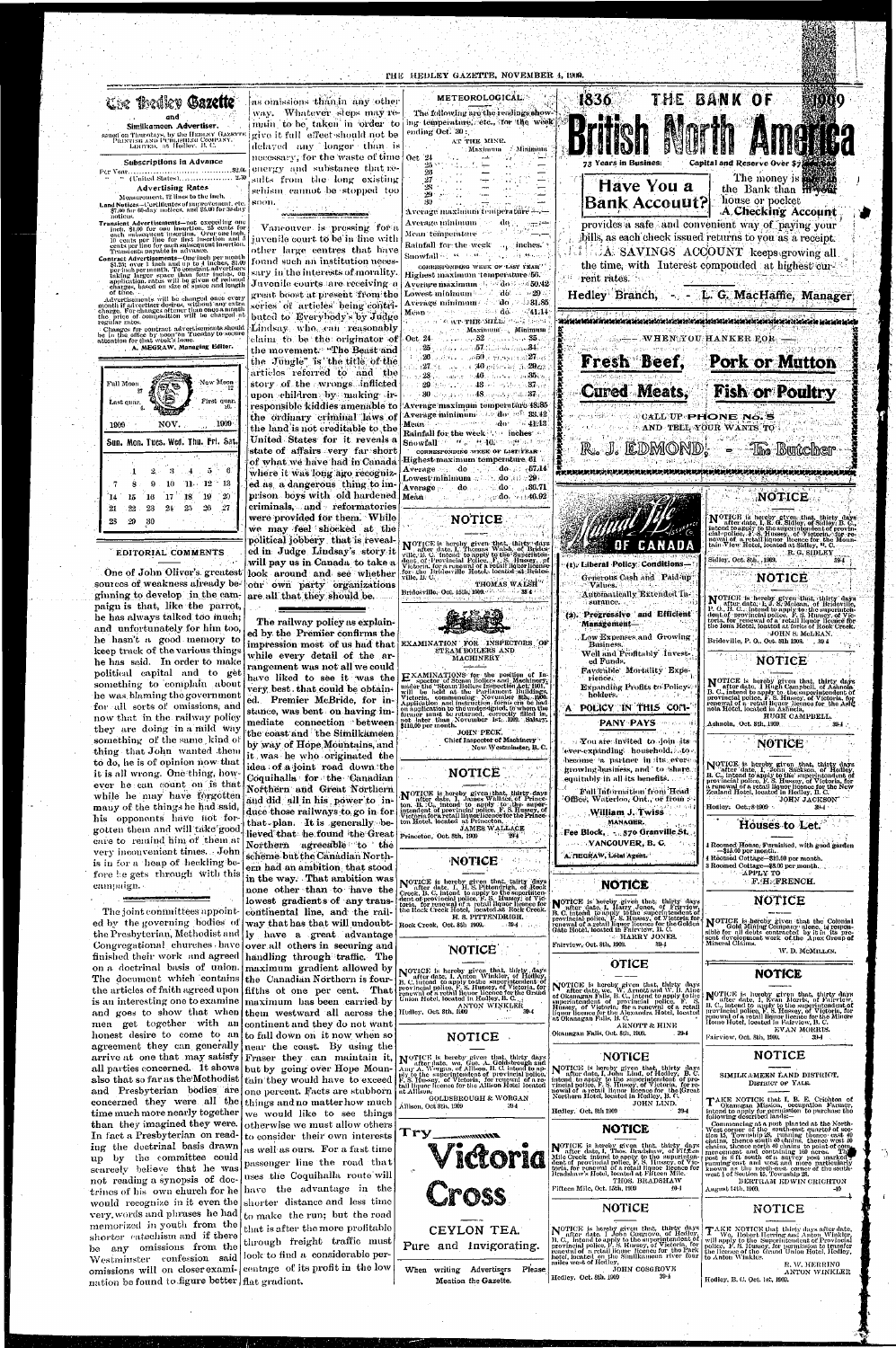# The Hedley Gazette

## and Similkameen Advertiser.

Issued on Thursdays, by the HEDLEY GAZETTE PRINTING AND PUBLISHING COMPANY, LIMITED, at Hedley, B.C.

### Subscriptions in Advance

Per Year ........................... $2.00
" " (United States) ........... 2.50

### Advertising Rates

Measurement, 12 lines to the inch.

Land Notices—Certificates of improvement, etc. $7.00 for 60-day notices, and $5.00 for 30-day notices.

Transient Advertisements—not exceeding one inch, $1.00 for one insertion, 25 cents for each subsequent insertion. Over one inch, 10 cents per line for first insertion and 5 cents per line for each subsequent insertion. Transients payable in advance.

Contract Advertisements—One inch per month $1.25; over 1 inch and up to 4 inches, $1.00 per inch per month. To constant advertisers taking larger space than four inches, on application, rates will be given of reduced charges, based on size of space and length of time.

Advertisements will be changed once every month if advertiser desires, without any extra charge. For changes oftener than once a month the price of composition will be charged at regular rates.

Changes for contract advertisements should be in the office by noon on Tuesday to secure attention for that week's issue.

A. MEGRAW, Managing Editor.

Full Moon 27 | New Moon 12 | Last quar. 4 | First quar. 19

| 1909 | | | NOV. | | | 1909 |
|---|---|---|---|---|---|---|
| Sun. | Mon. | Tues. | Wed. | Thu. | Fri. | Sat. |
| | 1 | 2 | 3 | 4 | 5 | 6 |
| 7 | 8 | 9 | 10 | 11 | 12 | 13 |
| 14 | 15 | 16 | 17 | 18 | 19 | 20 |
| 21 | 22 | 23 | 24 | 25 | 26 | 27 |
| 28 | 29 | 30 | | | | |

## EDITORIAL COMMENTS

One of John Oliver's greatest sources of weakness already beginning to develop in the campaign is that, like the parrot, he has always talked too much; and unfortunately for him too, he hasn't a good memory to keep track of the various things he has said. In order to make political capital and to get something to complain about he was blaming the government for all sorts of omissions, and now that in the railway policy they are doing in a mild way something of the same kind of thing that John wanted them to do, he is of opinion now that it is all wrong. One thing, however he can count on is that while he may have forgotten many of the things he had said, his opponents have not forgotten them and will take good care to remind him of them at very inconvenient times. John is in for a heap of heckling before he gets through with this campaign.

The joint committees appointed by the governing bodies of the Presbyterian, Methodist and Congregational churches have finished their work and agreed on a doctrinal basis of union. The document which contains the articles of faith agreed upon is an interesting one to examine and goes to show that when men get together with an honest desire to come to an agreement they can generally arrive at one that may satisfy all parties concerned. It shows also that so far as the Methodist and Presbyterian bodies are concerned they were all the time much more nearly together than they imagined they were. In fact a Presbyterian on reading the doctrinal basis drawn up by the committee could scarcely believe that he was not reading a synopsis of doctrines of his own church for he would recognize in it even the very words and phrases he had memorized in youth from the shorter catechism and if there be any omissions from the Westminster confession said omissions will on closer examination be found to figure better as omissions than in any other way. Whatever steps may remain to be taken in order to give it full effect should not be delayed any longer than is necessary, for the waste of time energy and substance that results from the long existing schism cannot be stopped too soon.

Vancouver is pressing for a juvenile court to be in line with other large centres that have found such an institution necessary in the interests of morality. Juvenile courts are receiving a great boost at present from the series of articles being contributed to Everybody's by Judge Lindsay who can reasonably claim to be the originator of the movement. "The Beast and the Jungle" is the title of the articles referred to and the story of the wrongs inflicted upon children by making irresponsible kiddies amenable to the ordinary criminal laws of the land is not creditable to the United States for it reveals a state of affairs very far short of what we have had in Canada where it was long ago recognized as a dangerous thing to imprison boys with old hardened criminals, and reformatories were provided for them. While we may feel shocked at the political jobbery that is revealed in Judge Lindsay's story it will pay us in Canada to take a look around and see whether our own party organizations are all that they should be.

The railway policy as explained by the Premier confirms the impression most of us had that while every detail of the arrangement was not all we could have liked to see it was the very best that could be obtained. Premier McBride, for instance, was bent on having immediate connection between the coast and the Similkameen by way of Hope Mountains, and it was he who originated the idea of a joint road down the Coquihalla for the Canadian Northern and Great Northern and did all in his power to induce those railways to go in for that plan. It is generally believed that he found the Great Northern agreeable to the scheme but the Canadian Northern had an ambition that stood in the way. That ambition was none other than to have the lowest gradients of any transcontinental line, and the railway that has that will undoubtly have a great advantage over all others in securing and handling through traffic. The maximum gradient allowed by the Canadian Northern is four fifths of one per cent. That maximum has been carried by them westward all across the continent and they do not want to fall down on it now when so near the coast. By using the Fraser they can maintain it, but by going over Hope Mountain they would have to exceed one percent. Facts are stubborn things and no matter how much we would like to see things otherwise we must allow others to consider their own interests as well as ours. For a fast time passenger line the road that uses the Coquihalla route will have the advantage in the shorter distance and less time to make the run; but the road that is after the more profitable through freight traffic must look to find a considerable percentage of its profit in the low flat gradient.

## METEOROLOGICAL.

The following are the readings showing temperatures, etc., for the week ending Oct. 30:

AT THE MINE.

| | Maximum | Minimum |
|---|---|---|
| Oct 24 | — | — |
| 25 | — | — |
| 26 | — | — |
| 27 | — | — |
| 28 | — | — |
| 29 | — | — |
| 30 | — | — |

Average maximum temperature —
Average minimum do —
Mean temperature —
Rainfall for the week .. inches
Snowfall ..

CORRESPONDING WEEK OF LAST YEAR
Highest maximum temperature 56.
Average maximum do 50.42
Lowest minimum do 29
Average minimum do 31.85
Mean do 41.14

AT THE MILL.

| | Maximum | Minimum |
|---|---|---|
| Oct. 24 | 52 | 35 |
| 25 | 57 | 34 |
| 26 | 50 | 27 |
| 27 | 46 | 29 |
| 28 | 46 | 35 |
| 29 | 48 | 37 |
| 30 | 48 | 37 |

Average maximum temperature 49.85
Average minimum do 33.42
Mean do 41.13
Rainfall for the week .. inches
Snowfall " " 10.

CORRESPONDING WEEK OF LAST YEAR
Highest maximum temperature 61
Average do do 57.14
Lowest minimum do 29
Average do do 35.71
Mean do 46.92

## NOTICE

NOTICE is hereby given that, thirty days after date, I, Thomas Walsh, of Bridesville, B. C. intend to apply to the Superintendent of Provincial Police, F. S. Hussey, of Victoria, for a renewal of a retail liquor license for the Bridesville Hotel, located at Bridesville, B. C.

THOMAS WALSH

Bridesville, Oct. 16th, 1909. 38-4

## EXAMINATION FOR INSPECTORS OF STEAM BOILERS AND MACHINERY

EXAMINATIONS for the position of Inspector of Steam Boilers and Machinery, under the "Steam Boilers Inspection Act, 1901," will be held at the Parliament Buildings, Victoria, commencing November 8th, 1909. Application and instruction forms can be had on application to the undersigned, to whom the former must be returned, correctly filled in, not later than November 1st, 1909. Salary, $110.00 per month.

JOHN PECK,
Chief Inspector of Machinery
New Westminster, B. C.

## NOTICE

NOTICE is hereby given that, thirty days after date, I, James Wallace, of Princeton, B. C., intend to apply to the superintendent of provincial police, F. S. Hussey, of Victoria for a retail liquor license for the Princeton Hotel located at Princeton.

JAMES WALLACE

Princeton, Oct. 8th, 1909 39-4

## NOTICE

NOTICE is hereby given that, thirty days after date, I, H. S. Pittendrigh, of Rock Creek, B. C. intend to apply to the superintendent of provincial police, F. S. Hussey, of Victoria, for renewal of a retail liquor license for the Rock Creek Hotel, located at Rock Creek.

H. S. PITTENDRIGH.

Rock Creek, Oct. 8th, 1909. 39-4

## NOTICE

NOTICE is hereby given that, thirty days after date, I, Anton Winkler, of Hedley, B. C. intend to apply to the superintendent of provincial police, F. S. Hussey, of Victoria, for renewal of a retail liquor license for the Grand Union Hotel, located in Hedley, B. C.

ANTON WINKLER

Hedley, Oct. 8th, 1909 39-4

## NOTICE

NOTICE is hereby given that, thirty days after date, we, Geo. A. Goldsbrough and Amy Wrogan, of Allison, B. C. intend to apply to the superintendent of provincial police, F. S. Hussey, of Victoria, for renewal of a retail liquor license for the Allison Hotel located at Allison.

GOLDSBROUGH & WORGAN

Allison, Oct. 8th, 1909 39-4

Try Victoria Cross

CEYLON TEA.

Pure and Invigorating.

When writing Advertisers Please Mention the Gazette.

## 1836 THE BANK OF 1909 British North America

73 Years in Business. Capital and Reserve Over $7,000,000

### Have You a Bank Account?

The money is safer in the Bank than in your house or pocket.

**A Checking Account** provides a safe and convenient way of paying your bills, as each check issued returns to you as a receipt.

A SAVINGS ACCOUNT keeps growing all the time, with Interest compounded at highest current rates.

Hedley Branch, - - L. G. MacHaffie, Manager

WHEN YOU HANKER FOR

**Fresh Beef, Pork or Mutton**
**Cured Meats, Fish or Poultry**

CALL UP PHONE NO. 5 AND TELL YOUR WANTS TO

R. J. EDMOND, The Butcher

## Mutual Life OF CANADA

(1). Liberal Policy Conditions—
Generous Cash and Paid-up Values.
Automatically Extended Insurance.

(2). Progressive and Efficient Management—
Low Expenses and Growing Business.
Well and Profitably Invested Funds.
Favorable Mortality Experience.
Expanding Profits to Policy-holders.

A POLICY IN THIS COMPANY PAYS

You are invited to join its ever-expanding household, to become a partner in its ever-growing business, and to share equitably in all its benefits.

Full Information from Head Office, Waterloo, Ont., or from

William J. Twiss
MANAGER.

Fee Block, 570 Granville St.
VANCOUVER, B. C.

A. MEGRAW, Local Agent.

## NOTICE

NOTICE is hereby given that, thirty days after date, I, Harry Jones, of Fairview, B. C. intend to apply to the superintendent of provincial police, F. S. Hussey, of Victoria for renewal of a retail liquor license for the Golden Gate Hotel, located in Fairview, B. C.

HARRY JONES.

Fairview, Oct. 8th, 1909. 39-4

## NOTICE

NOTICE is hereby given that, thirty days after date, we, W. Arnott and W. H. Hine of Okanagan Falls, B. C., intend to apply to the superintendent of provincial police, F. S. Hussey, of Victoria, for renewal of a retail liquor license for the Alexandra Hotel, located at Okanagan Falls, B. C.

ARNOTT & HINE

Okanagan Falls, Oct. 8th, 1909. 39-4

## NOTICE

NOTICE is hereby given that, thirty days after date, I, John Lind, of Hedley, B. C. intend to apply to the superintendent of provincial police, F. S. Hussey, of Victoria, for renewal of a retail liquor license for the Great Northern Hotel, located in Hedley, B. C.

JOHN LIND.

Hedley, Oct. 8th 1909 39-4

## NOTICE

NOTICE is hereby given that, thirty days after date, I, Thos. Bradshaw, of Fifteen Mile Creek intend to apply to the superintendent of provincial police, F. S. Hussey, of Victoria, for renewal of a retail liquor license for Bradshaw's Hotel, located at Fifteen Mile.

THOS. BRADSHAW

Fifteen Mile, Oct. 15th, 1909 40-4

## NOTICE

NOTICE is hereby given that, thirty days after date, I, John Cosgrove, of Hedley, B. C., intend to apply to the superintendent of provincial police, F. S. Hussey, of Victoria, for renewal of a retail liquor license for the Park Hotel, located on the Similkameen river four miles west of Hedley.

JOHN COSGROVE

Hedley, Oct. 8th 1909 39-4

## NOTICE

NOTICE is hereby given that, thirty days after date, I, R. G. Sidley, of Sidley, B. C. intend to apply to the superintendent of provincial police, F. S. Hussey, of Victoria, for renewal of a retail liquor license for the Mountain View Hotel, located at Sidley, B. C.

R. G. SIDLEY

Sidley, Oct. 8th, 1909. 39-4

## NOTICE

NOTICE is hereby given that, thirty days after date, I, J. S. McLean, of Bridesville, P. O., B. C., intend to apply to the superintendent of provincial police, F. S. Hussey of Victoria, for renewal of a retail liquor license for the Rock Creek Hotel, located at forks of Rock Creek.

JOHN S. McLEAN.

Bridesville, P. O., Oct. 8th 1909. 39-4

## NOTICE

NOTICE is hereby given that, thirty days after date, I, Hugh Campbell, of Ashnola, B. C. intend to apply to the superintendent of provincial police, F. S. Hussey, of Victoria, for renewal of a retail liquor license for the Ashnola Hotel, located in Ashnola.

HUGH CAMPBELL.

Ashnola, Oct. 8th, 1909. 39-4

## NOTICE

NOTICE is hereby given that, thirty days after date, I, John Jackson, of Hedley, B. C. intend to apply to the superintendent of provincial police, F. S. Hussey, of Victoria, for a renewal of a retail liquor license for the New Zealand Hotel, located in Hedley, B. C.

JOHN JACKSON

Hedley, Oct. 8 1909 39-4

## Houses to Let.

4 Roomed House, Furnished, with good garden —$15.00 per month.
4 Roomed Cottage—$10.00 per month.
3 Roomed Cottage—$8.00 per month.

APPLY TO
F. H. FRENCH.

## NOTICE

NOTICE is hereby given that the Colonial Gold Mining Company alone, is responsible for all debts contracted by it in its present development work of the Apex Group of Mineral Claims.

W. D. McMILLAN.

## NOTICE

NOTICE is hereby given that, thirty days after date, I, Evan Morris, of Fairview, B. C. intend to apply to the superintendent of provincial police, F. S. Hussey, of Victoria, for renewal of a retail liquor license for the Miners Home Hotel, located in Fairview, B. C.

EVAN MORRIS.

Fairview, Oct. 8th, 1909. 39-4

## NOTICE

SIMILKAMEEN LAND DISTRICT.
DISTRICT OF YALE.

TAKE NOTICE that I, B. E. Crichton of Okanagan Mission, occupation Farmer, intend to apply for permission to purchase the following described lands:—

Commencing at a post planted at the North-West corner of the south-east quarter of section 15, Township 28, running thence east 40 chains, thence south 40 chains, thence west 40 chains, thence north 40 chains to point of commencement and containing 160 acres. The post is 6 ft. south of a survey post marked running east and west and more particularly known as the south-east corner of the south-west ¼ of Section 15, Township 28.

BERTRAM EDWIN CRICHTON

August 14th, 1909. 40

## NOTICE

TAKE NOTICE that thirty days after date, We, Robert Herring and Anton Winkler, will apply to the Superintendent of Provincial police, F. S. Hussey, for permission to transfer the license of the Grand Union Hotel, Hedley, to Anton Winkler.

R. W. HERRING
ANTON WINKLER

Hedley, B. C. Oct. 1st, 1909.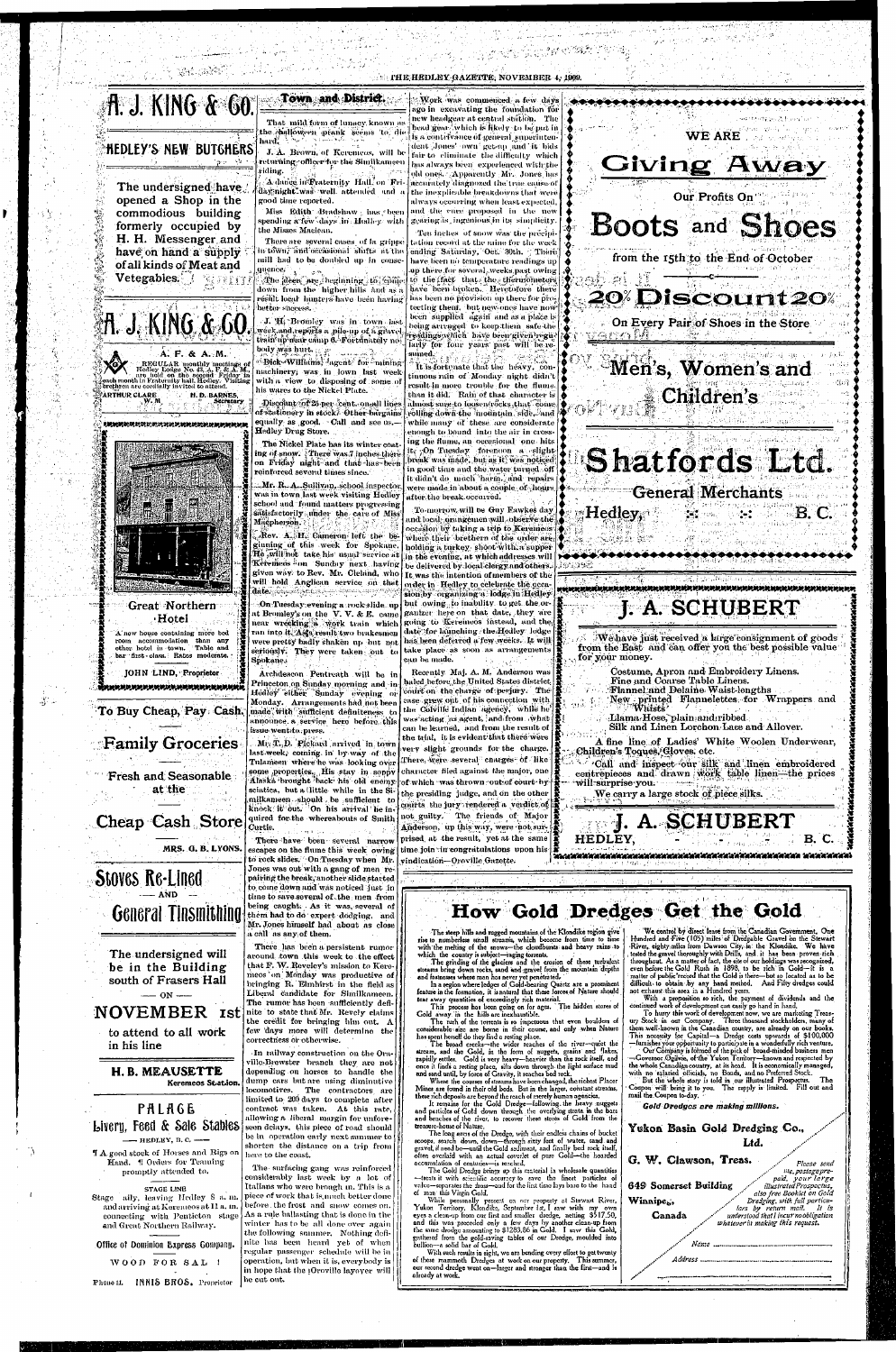# A. J. KING & CO.

## HEDLEY'S NEW BUTCHERS

The undersigned have opened a Shop in the commodious building formerly occupied by H. H. Messenger and have on hand a supply of all kinds of Meat and Vegetables.

# A. J. KING & CO.

**A. F. & A. M.**

REGULAR monthly meetings of Hedley Lodge No. 43, A. F. & A. M., are held on the second Friday in each month in Fraternity hall, Hedley. Visiting brethren are cordially invited to attend.

ARTHUR CLARE, W. M. — H. D. BARNES, Secretary

**Great Northern Hotel**

A new house containing more bed room accommodation than any other hotel in town. Table and bar first-class. Rates moderate.

JOHN LIND, Proprietor

**To Buy Cheap, Pay Cash,**

**Family Groceries**

**Fresh and Seasonable at the**

**Cheap Cash Store**

MRS. G. B. LYONS.

## Stoves Re-Lined — AND — General Tinsmithing

The undersigned will be in the Building south of Frasers Hall

— ON —

**NOVEMBER 1st**

to attend to all work in his line

**H. B. MEAUSETTE**
Keremeos Station.

**PALACE**
**Livery, Feed & Sale Stables**
— HEDLEY, B. C. —

¶ A good stock of Horses and Rigs on Hand. ¶ Orders for Teaming promptly attended to.

STAGE LINE

Stage ally, leaving Hedley 8 a. m. and arriving at Keremeos at 11 a. m. connecting with Penticton stage and Great Northern Railway.

Office of Dominion Express Company.

WOOD FOR SALE!

Phone 11. INNIS BROS. Proprietor

## Town and District.

That mild form of lunacy known as the shalloween prank seems to die hard.

J. A. Brown, of Keremeos, will be returning officer for the Similkameen riding.

A dance in Fraternity Hall on Friday night was well attended and a good time reported.

Miss Edith Bradshaw has been spending a few days in Hedley with the Misses Maclean.

There are several cases of la grippe in town, and occasional shifts at the mill had to be doubled up in consequence.

The deer are beginning to come down from the higher hills and as a result local hunters have been having better success.

J. H. Bromley was in town last week and reports a pile-up of a gravel train up near camp 6. Fortunately nobody was hurt.

Dick Williams, agent for mining machinery, was in town last week with a view to disposing of some of his wares to the Nickel Plate.

Discount of 25 per cent. on all lines of stationery in stock. Other bargains equally as good. Call and see us.—Hedley Drug Store.

The Nickel Plate has its winter coating of snow. There was 7 inches there on Friday night and that has been reinforced several times since.

Mr. R. A. Sullivan, school inspector, was in town last week visiting Hedley school and found matters progressing satisfactorily under the care of Miss Macpherson.

Rev. A. H. Cameron left the beginning of this week for Spokane. He will not take his usual service at Keremeos on Sunday next having given way to Rev. Mr. Cleland, who will hold Anglican service on that date.

On Tuesday evening a rock slide up at Bromley's on the V. V. & E. came near wrecking a work train which ran into it. As a result two brakemen were pretty badly shaken up but not seriously. They were taken out to Spokane.

Archdeacon Pentreath will be in Princeton on Sunday morning and in Hedley either Sunday evening or Monday. Arrangements had not been made with sufficient definiteness to announce a service here before this issue went to press.

Mr. T. D. Pickard arrived in town last week, coming in by way of the Tulameen where he was looking over some properties. His stay in sappy Alaska brought back his old enemy sciatica, but a little while in the Similkameen should be sufficient to knock it out. On his arrival he inquired for the whereabouts of Smith Curtis.

There have been several narrow escapes on the flume this week owing to rock slides. On Tuesday when Mr. Jones was out with a gang of men repairing the break, another slide started to come down and was noticed just in time to save several of the men from being caught. As it was, several of them had to do expert dodging, and Mr. Jones himself had about as close a call as any of them.

There has been a persistent rumor around town last week to the effect that F. W. Reveley's mission to Keremeos on Monday was productive of bringing R. Elmhirst in the field as Liberal candidate for Similkameen. The rumor has been sufficiently definite to state that Mr. Reveley claims the credit for bringing him out. A few days more will determine the correctness or otherwise.

In railway construction on the Oroville-Brewster branch they are not depending on horses to handle the dump cars but are using diminutive locomotives. The contractors are limited to 200 days to complete after contract was taken. At this rate, allowing a liberal margin for unforeseen delays, this piece of road should be in operation early next summer to shorten the distance on a trip from here to the coast.

The surfacing gang was reinforced considerably last week by a lot of Italians who were brought in. This is a piece of work that is much better done before the frost and snow comes on. As a rule ballasting that is done in the winter has to be all done over again the following summer. Nothing definite has been heard yet of when regular passenger schedule will be in operation, but when it is, everybody is in hope that the Oroville layover will be cut out.

Work was commenced a few days ago in excavating the foundation for new headgear at central station. The head gear which is likely to be put in is a contrivance of general superintendent Jones' own get-up and it bids fair to eliminate the difficulty which has always been experienced with the old ones. Apparently Mr. Jones has accurately diagnosed the true cause of the inexplicable breakdowns that were always occurring when least expected, and the cure proposed in the new gearing is ingenious in its simplicity.

Ten inches of snow was the precipitation record at the mine for the week ending Saturday, Oct. 30th. There have been no temperature readings up up there for several weeks past owing to the fact that the thermometers have been broken. Heretofore there has been no provision up there for protecting them, but new ones have now been supplied again and as a place is being arranged to keep them safe the readings which have been given regularly for four years past will be resumed.

It is fortunate that the heavy, continuous rain of Monday night didn't result in more trouble for the flume than it did. Rain of that character is almost sure to loosen rocks that come rolling down the mountain side, and while many of these are considerate enough to bound into the air in crossing the flume, an occasional one hits it. On Tuesday forenoon a slight break was made, but as it was noticed in good time and the water turned off it didn't do much harm, and repairs were made in about a couple of hours after the break occurred.

To-morrow will be Guy Fawkes day and local orangemen will observe the occasion by taking a trip to Keremeos where their brethren of the order are holding a turkey shoot with a supper in the evening, at which addresses will be delivered by local clergy and others. It was the intention of members of the order in Hedley to celebrate the occasion by organizing a lodge in Hedley but owing to inability to get the organizer here on that date, they are going to Keremeos instead, and the date for launching the Hedley lodge has been deferred a few weeks. It will take place as soon as arrangements can be made.

Recently Maj. A. M. Anderson was haled before the United States district court on the charge of perjury. The case grew out of his connection with the Colville Indian agency, while he was acting as agent, and from what can be learned, and from the result of the trial, it is evident that there were very slight grounds for the charge. There were several charges of like character filed against the major, one of which was thrown out of court by the presiding judge, and on the other counts the jury rendered a verdict of not guilty. The friends of Major Anderson, up this way, were not surprised at the result, yet at the same time join in congratulations upon his vindication.—Oroville Gazette.

WE ARE

**Giving Away**

Our Profits On

# Boots and Shoes

from the 15th to the End of October

## 20% Discount 20%

On Every Pair of Shoes in the Store

**Men's, Women's and Children's**

# Shatfords Ltd.

General Merchants

Hedley, B. C.

# J. A. SCHUBERT

We have just received a large consignment of goods from the East and can offer you the best possible value for your money.

Costume, Apron and Embroidery Linens.
Fine and Coarse Table Linens.
Flannel and Delaine Waist-lengths
New printed Flannelettes for Wrappers and Whists
Llama Hose, plain and ribbed
Silk and Linen Lorchon Lace and Allover.

A fine line of Ladies' White Woolen Underwear, Children's Toques, Gloves, etc.

Call and inspect our silk and linen embroidered centrepieces and drawn work table linen—the prices will surprise you.

We carry a large stock of piece silks.

**J. A. SCHUBERT**
HEDLEY, B. C.

# How Gold Dredges Get the Gold

The steep hills and rugged mountains of the Klondike region give rise to numberless small streams, which become from time to time with the melting of the snows—the cloudbursts and heavy rains to which the country is subject—raging torrents.

The grinding of the glaciers and the erosion of these turbulent streams bring down rocks, sand and gravel from the mountain depths and fastnesses where man has never yet penetrated.

In a region where ledges of Gold-bearing Quartz are a prominent feature in the formation, it is natural that these forces of Nature should tear away quantities of exceedingly rich material.

This process has been going on for ages. The hidden stores of Gold away in the hills are inexhaustible.

The rush of the torrents is so impetuous that even boulders of considerable size are borne in their course, and only when Nature has spent herself do they find a resting place.

The broad creeks—the wider reaches of the river—quiet the stream, and the Gold, in the form of nuggets, grains and flakes, rapidly settles. Gold is very heavy—heavier than the rock itself, and once it finds a resting place, sifts down through the light surface mud and sand until, by force of Gravity, it reaches bed rock.

Where the courses of streams have been changed, the richest Placer Mines are found in their old beds. But in the larger, constant streams, these rich deposits are beyond the reach of merely human agencies.

It remains for the Gold Dredge—following the heavy nuggets and particles of Gold down through the overlying strata in the bars and beaches of the river, to recover these stores of Gold from the treasure-house of Nature.

The long arm of the Dredge, with their endless chains of bucket scoops, search down, down—through sixty feet of water, sand and gravel, if need be—until the Gold sediment, and finally bed rock itself, often overlaid with an actual coverlet of pure Gold—the hoarded accumulation of centuries—is reached.

The Gold Dredge brings up this material in wholesale quantities—treats it with scientific accuracy to save the finest particles of value—separates the dross—and for the first time lays bare to the hand of man this Virgin Gold.

While personally present on our property at Stewart River, Yukon Territory, Klondike, September 1st, I saw with my own eyes a clean-up from our first and smaller dredge, netting $517.50, and this was preceded only a few days by another clean-up from the same dredge amounting to $1283.56 in Gold. I saw this Gold, gathered from the gold-saving tables of our Dredge, moulded into bullion—a solid bar of Gold.

With such results in sight, we are bending every effort to get twenty of these mammoth Dredges at work on our property. This summer, our second dredge went on—larger and stronger than the first—and is already at work.

We control by direct lease from the Canadian Government, One Hundred and Five (105) miles of Dredgable Gravel on the Stewart River, eighty miles from Dawson City, in the Klondike. We have tested the gravel thoroughly with Drills, and it has been proven rich throughout. As a matter of fact, the site of our holdings was recognized, even before the Gold Rush in 1898, to be rich in Gold—it is a matter of public record that the Gold is there—but so located as to be difficult to obtain by any hand method. And Fifty dredges could not exhaust this area in a Hundred years.

With a proposition so rich, the payment of dividends and the continued work of development can easily go hand in hand.

To hurry this work of development now, we are marketing Treasury Stock in our Company. Three thousand stockholders, many of them well-known in the Canadian country, are already on our books. This necessity for Capital—a Dredge costs upwards of $100,000—furnishes your opportunity to participate in a wonderfully rich venture.

Our Company is formed of the pick of broad-minded business men—Governor Ogilvie, of the Yukon Territory—known and respected by the whole Canadian country, at its head. It is economically managed, with no salaried officials, no Bonds, and no Preferred Stock.

But the whole story is told in our illustrated Prospectus. The Coupon will bring it to you. The supply is limited. Fill out and mail the Coupon to-day.

*Gold Dredges are making millions.*

**Yukon Basin Gold Dredging Co., Ltd.**

**G. W. Clawson, Treas.**

**649 Somerset Building**

**Winnipeg, Canada**

*Please send me, postage prepaid, your large illustrated Prospectus, also free Booklet on Gold Dredging, with full particulars by return mail. It is understood that I incur no obligation whatever in making this request.*

*Name* ..................

*Address* ..................